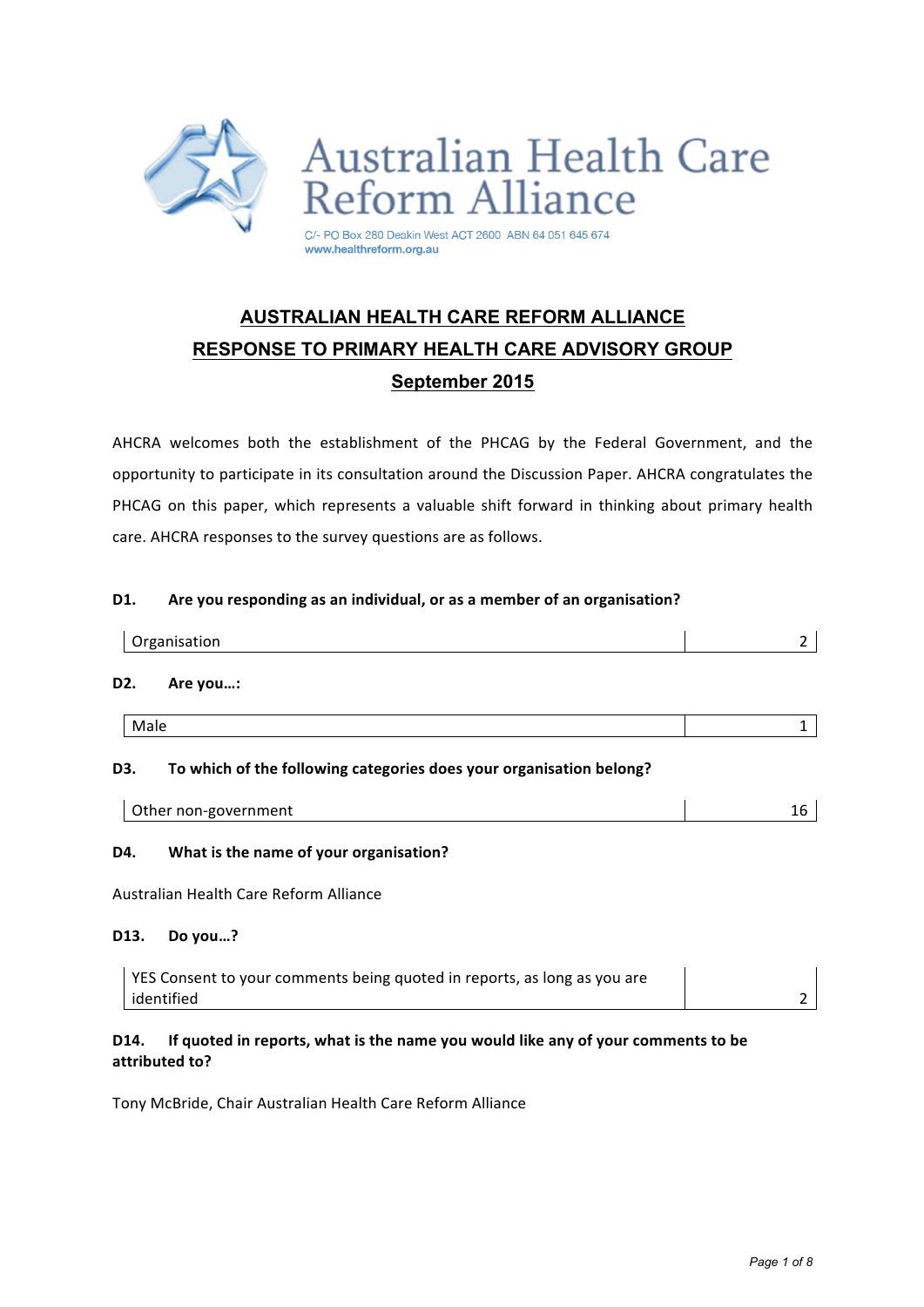Australian Health Care Reform Alliance

C/- PO Box 280 Deakin West ACT 2600 ABN 64 051 645 674
www.healthreform.org.au

# AUSTRALIAN HEALTH CARE REFORM ALLIANCE
# RESPONSE TO PRIMARY HEALTH CARE ADVISORY GROUP
# September 2015

AHCRA welcomes both the establishment of the PHCAG by the Federal Government, and the opportunity to participate in its consultation around the Discussion Paper. AHCRA congratulates the PHCAG on this paper, which represents a valuable shift forward in thinking about primary health care. AHCRA responses to the survey questions are as follows.

**D1. Are you responding as an individual, or as a member of an organisation?**

| Organisation | 2 |
|---|---|

**D2. Are you…:**

| Male | 1 |
|---|---|

**D3. To which of the following categories does your organisation belong?**

| Other non-government | 16 |
|---|---|

**D4. What is the name of your organisation?**

Australian Health Care Reform Alliance

**D13. Do you…?**

| YES Consent to your comments being quoted in reports, as long as you are identified | 2 |
|---|---|

**D14. If quoted in reports, what is the name you would like any of your comments to be attributed to?**

Tony McBride, Chair Australian Health Care Reform Alliance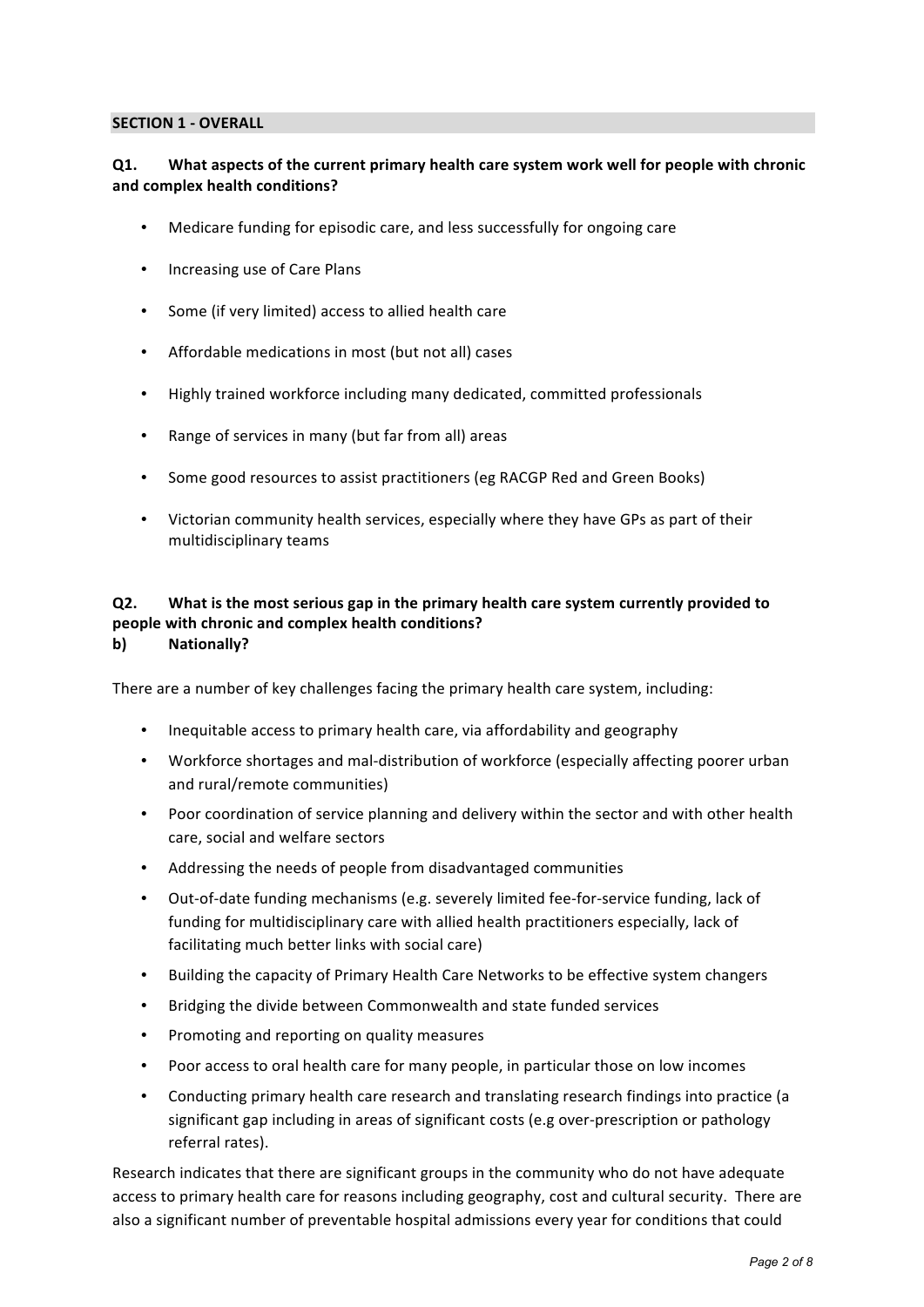## SECTION 1 - OVERALL

**Q1. What aspects of the current primary health care system work well for people with chronic and complex health conditions?**

- Medicare funding for episodic care, and less successfully for ongoing care
- Increasing use of Care Plans
- Some (if very limited) access to allied health care
- Affordable medications in most (but not all) cases
- Highly trained workforce including many dedicated, committed professionals
- Range of services in many (but far from all) areas
- Some good resources to assist practitioners (eg RACGP Red and Green Books)
- Victorian community health services, especially where they have GPs as part of their multidisciplinary teams

**Q2. What is the most serious gap in the primary health care system currently provided to people with chronic and complex health conditions?**
**b) Nationally?**

There are a number of key challenges facing the primary health care system, including:

- Inequitable access to primary health care, via affordability and geography
- Workforce shortages and mal-distribution of workforce (especially affecting poorer urban and rural/remote communities)
- Poor coordination of service planning and delivery within the sector and with other health care, social and welfare sectors
- Addressing the needs of people from disadvantaged communities
- Out-of-date funding mechanisms (e.g. severely limited fee-for-service funding, lack of funding for multidisciplinary care with allied health practitioners especially, lack of facilitating much better links with social care)
- Building the capacity of Primary Health Care Networks to be effective system changers
- Bridging the divide between Commonwealth and state funded services
- Promoting and reporting on quality measures
- Poor access to oral health care for many people, in particular those on low incomes
- Conducting primary health care research and translating research findings into practice (a significant gap including in areas of significant costs (e.g over-prescription or pathology referral rates).

Research indicates that there are significant groups in the community who do not have adequate access to primary health care for reasons including geography, cost and cultural security. There are also a significant number of preventable hospital admissions every year for conditions that could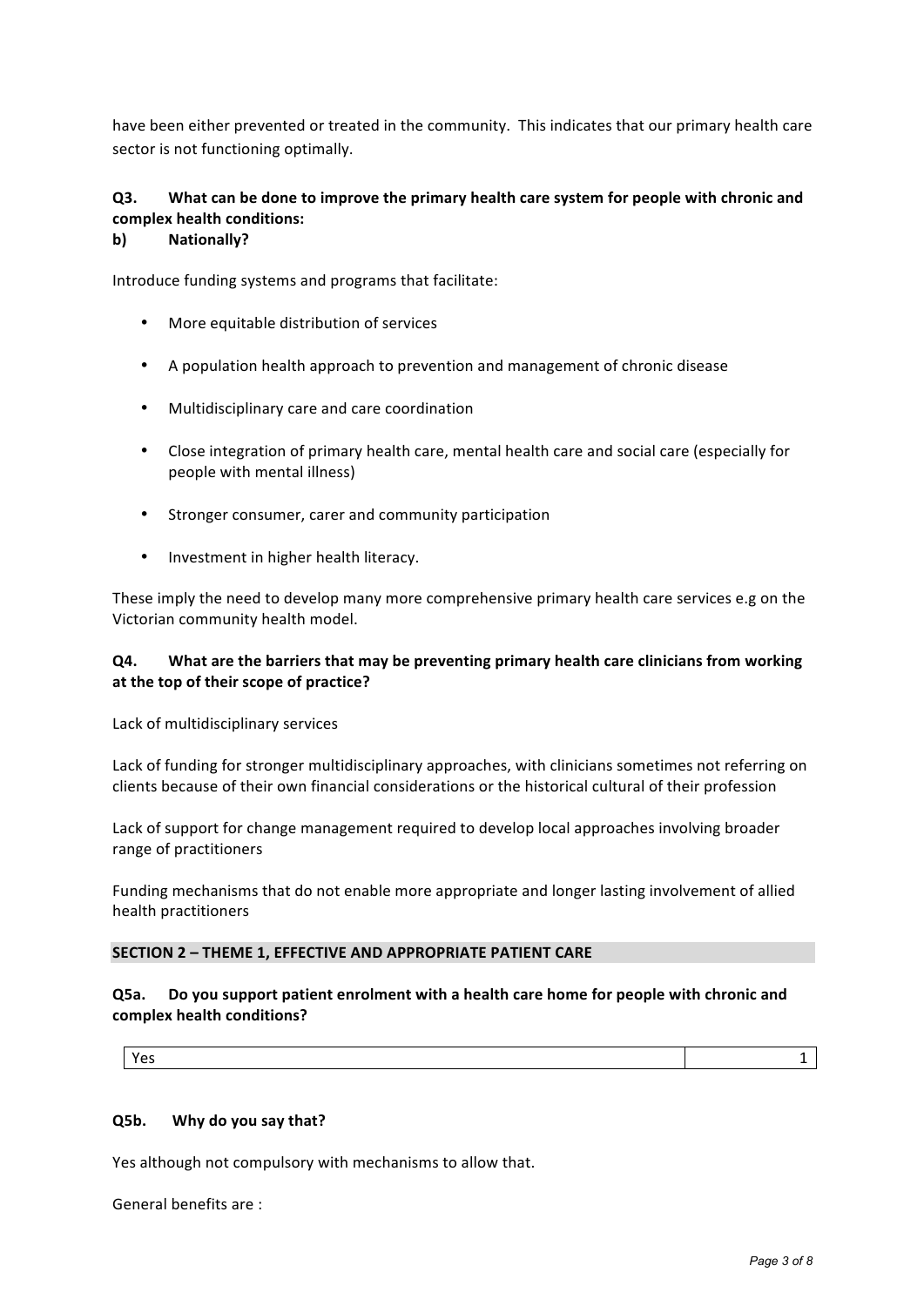have been either prevented or treated in the community. This indicates that our primary health care sector is not functioning optimally.

**Q3. What can be done to improve the primary health care system for people with chronic and complex health conditions:**
**b) Nationally?**

Introduce funding systems and programs that facilitate:

- More equitable distribution of services
- A population health approach to prevention and management of chronic disease
- Multidisciplinary care and care coordination
- Close integration of primary health care, mental health care and social care (especially for people with mental illness)
- Stronger consumer, carer and community participation
- Investment in higher health literacy.

These imply the need to develop many more comprehensive primary health care services e.g on the Victorian community health model.

**Q4. What are the barriers that may be preventing primary health care clinicians from working at the top of their scope of practice?**

Lack of multidisciplinary services

Lack of funding for stronger multidisciplinary approaches, with clinicians sometimes not referring on clients because of their own financial considerations or the historical cultural of their profession

Lack of support for change management required to develop local approaches involving broader range of practitioners

Funding mechanisms that do not enable more appropriate and longer lasting involvement of allied health practitioners

## SECTION 2 – THEME 1, EFFECTIVE AND APPROPRIATE PATIENT CARE

**Q5a. Do you support patient enrolment with a health care home for people with chronic and complex health conditions?**

| Yes | 1 |
|---|---|

**Q5b. Why do you say that?**

Yes although not compulsory with mechanisms to allow that.

General benefits are :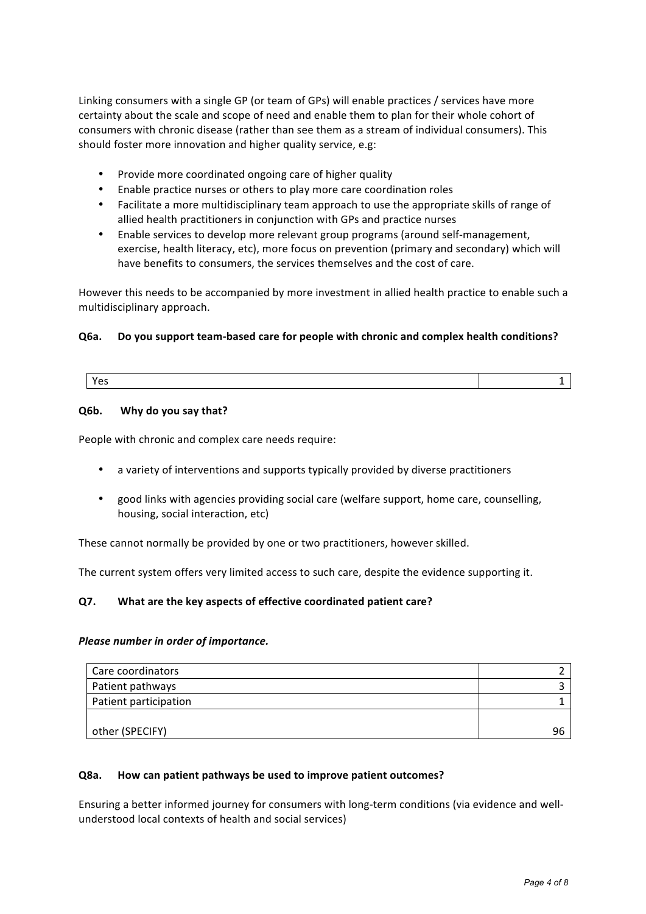Linking consumers with a single GP (or team of GPs) will enable practices / services have more certainty about the scale and scope of need and enable them to plan for their whole cohort of consumers with chronic disease (rather than see them as a stream of individual consumers). This should foster more innovation and higher quality service, e.g:

- Provide more coordinated ongoing care of higher quality
- Enable practice nurses or others to play more care coordination roles
- Facilitate a more multidisciplinary team approach to use the appropriate skills of range of allied health practitioners in conjunction with GPs and practice nurses
- Enable services to develop more relevant group programs (around self-management, exercise, health literacy, etc), more focus on prevention (primary and secondary) which will have benefits to consumers, the services themselves and the cost of care.

However this needs to be accompanied by more investment in allied health practice to enable such a multidisciplinary approach.

**Q6a. Do you support team-based care for people with chronic and complex health conditions?**

| | |
|---|---|
| Yes | 1 |

**Q6b. Why do you say that?**

People with chronic and complex care needs require:

- a variety of interventions and supports typically provided by diverse practitioners
- good links with agencies providing social care (welfare support, home care, counselling, housing, social interaction, etc)

These cannot normally be provided by one or two practitioners, however skilled.

The current system offers very limited access to such care, despite the evidence supporting it.

**Q7. What are the key aspects of effective coordinated patient care?**

***Please number in order of importance.***

| | |
|---|---|
| Care coordinators | 2 |
| Patient pathways | 3 |
| Patient participation | 1 |
| other (SPECIFY) | 96 |

**Q8a. How can patient pathways be used to improve patient outcomes?**

Ensuring a better informed journey for consumers with long-term conditions (via evidence and well-understood local contexts of health and social services)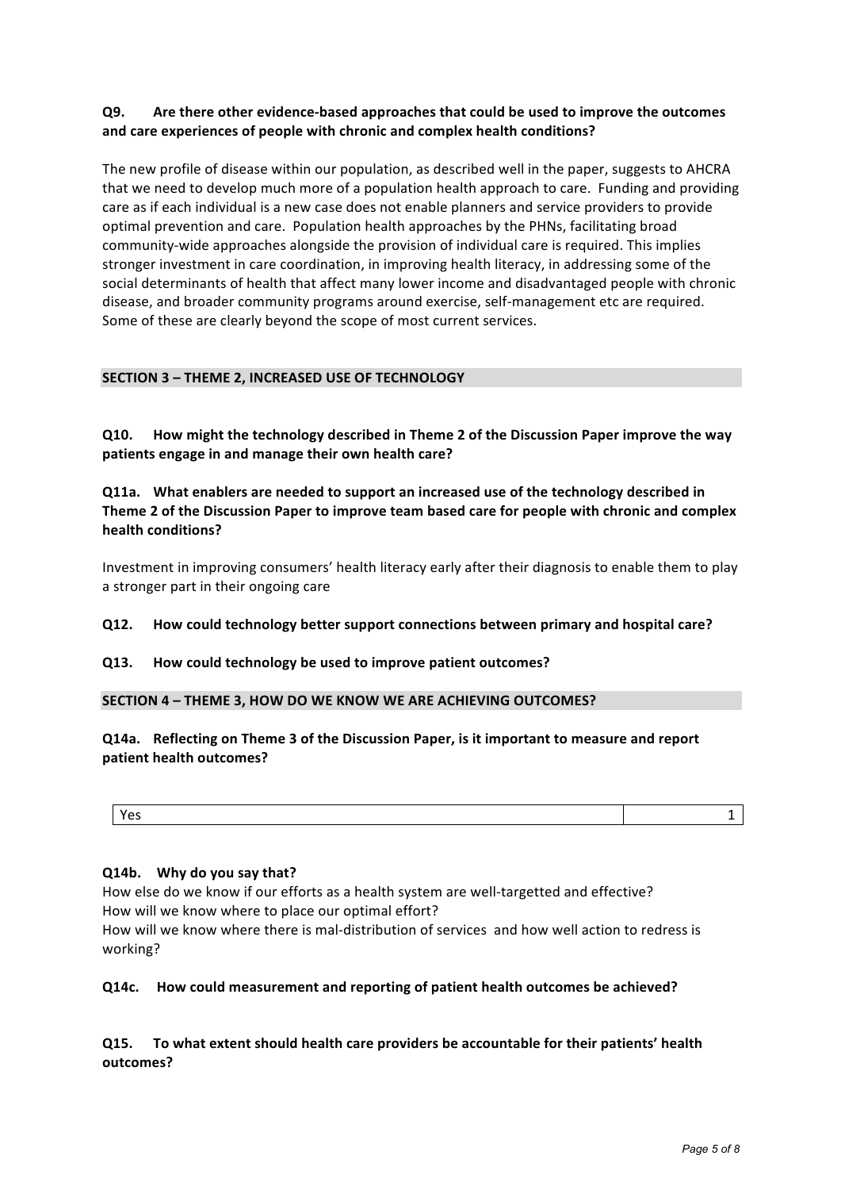**Q9. Are there other evidence-based approaches that could be used to improve the outcomes and care experiences of people with chronic and complex health conditions?**

The new profile of disease within our population, as described well in the paper, suggests to AHCRA that we need to develop much more of a population health approach to care. Funding and providing care as if each individual is a new case does not enable planners and service providers to provide optimal prevention and care. Population health approaches by the PHNs, facilitating broad community-wide approaches alongside the provision of individual care is required. This implies stronger investment in care coordination, in improving health literacy, in addressing some of the social determinants of health that affect many lower income and disadvantaged people with chronic disease, and broader community programs around exercise, self-management etc are required. Some of these are clearly beyond the scope of most current services.

## SECTION 3 – THEME 2, INCREASED USE OF TECHNOLOGY

**Q10. How might the technology described in Theme 2 of the Discussion Paper improve the way patients engage in and manage their own health care?**

**Q11a. What enablers are needed to support an increased use of the technology described in Theme 2 of the Discussion Paper to improve team based care for people with chronic and complex health conditions?**

Investment in improving consumers' health literacy early after their diagnosis to enable them to play a stronger part in their ongoing care

**Q12. How could technology better support connections between primary and hospital care?**

**Q13. How could technology be used to improve patient outcomes?**

## SECTION 4 – THEME 3, HOW DO WE KNOW WE ARE ACHIEVING OUTCOMES?

**Q14a. Reflecting on Theme 3 of the Discussion Paper, is it important to measure and report patient health outcomes?**

| Yes | 1 |
|---|---|

**Q14b. Why do you say that?**

How else do we know if our efforts as a health system are well-targetted and effective?
How will we know where to place our optimal effort?
How will we know where there is mal-distribution of services and how well action to redress is working?

**Q14c. How could measurement and reporting of patient health outcomes be achieved?**

**Q15. To what extent should health care providers be accountable for their patients' health outcomes?**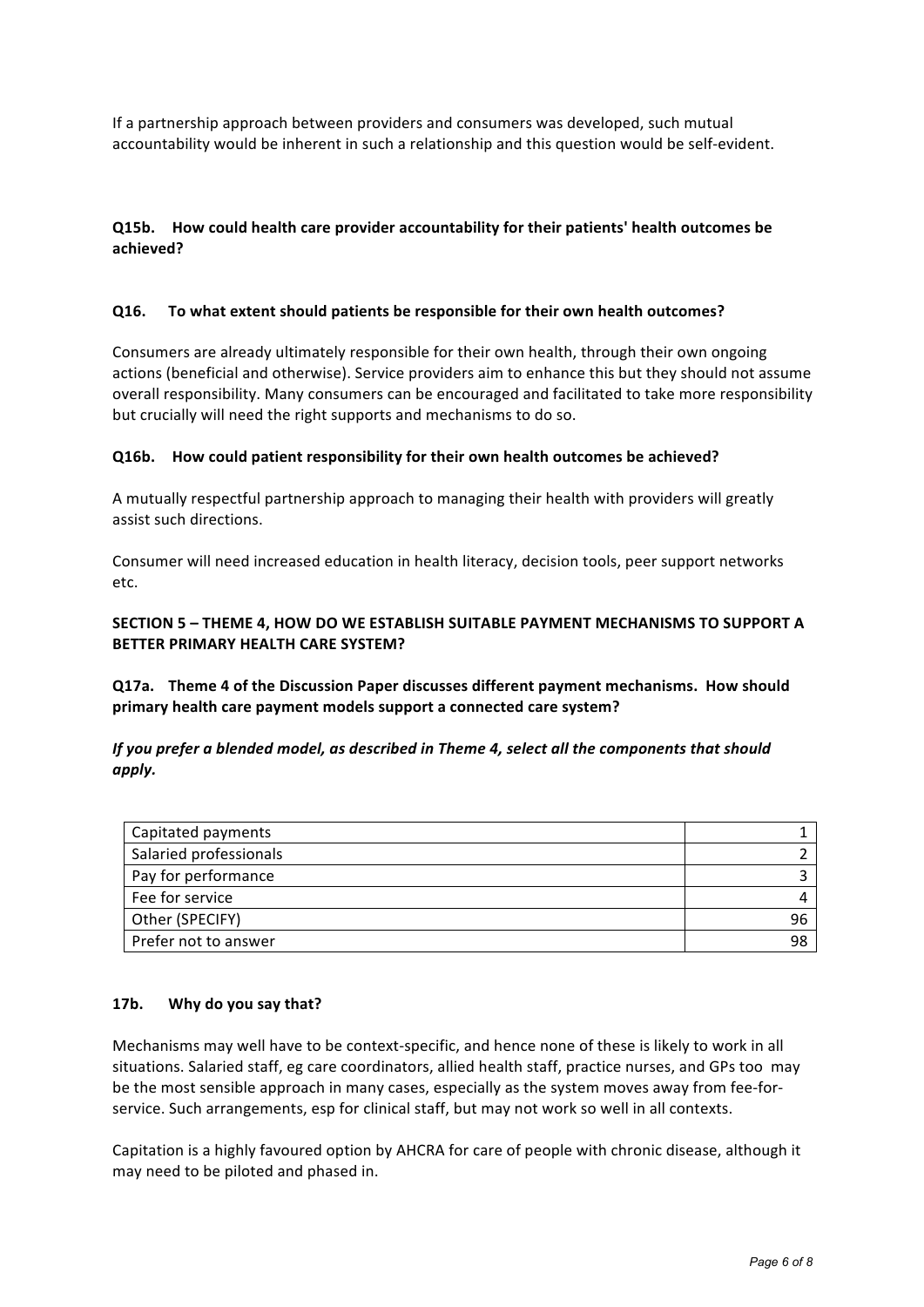If a partnership approach between providers and consumers was developed, such mutual accountability would be inherent in such a relationship and this question would be self-evident.

**Q15b. How could health care provider accountability for their patients' health outcomes be achieved?**

**Q16. To what extent should patients be responsible for their own health outcomes?**

Consumers are already ultimately responsible for their own health, through their own ongoing actions (beneficial and otherwise). Service providers aim to enhance this but they should not assume overall responsibility. Many consumers can be encouraged and facilitated to take more responsibility but crucially will need the right supports and mechanisms to do so.

**Q16b. How could patient responsibility for their own health outcomes be achieved?**

A mutually respectful partnership approach to managing their health with providers will greatly assist such directions.

Consumer will need increased education in health literacy, decision tools, peer support networks etc.

**SECTION 5 – THEME 4, HOW DO WE ESTABLISH SUITABLE PAYMENT MECHANISMS TO SUPPORT A BETTER PRIMARY HEALTH CARE SYSTEM?**

**Q17a. Theme 4 of the Discussion Paper discusses different payment mechanisms. How should primary health care payment models support a connected care system?**

***If you prefer a blended model, as described in Theme 4, select all the components that should apply.***

| | |
|---|---|
| Capitated payments | 1 |
| Salaried professionals | 2 |
| Pay for performance | 3 |
| Fee for service | 4 |
| Other (SPECIFY) | 96 |
| Prefer not to answer | 98 |

**17b. Why do you say that?**

Mechanisms may well have to be context-specific, and hence none of these is likely to work in all situations. Salaried staff, eg care coordinators, allied health staff, practice nurses, and GPs too may be the most sensible approach in many cases, especially as the system moves away from fee-for-service. Such arrangements, esp for clinical staff, but may not work so well in all contexts.

Capitation is a highly favoured option by AHCRA for care of people with chronic disease, although it may need to be piloted and phased in.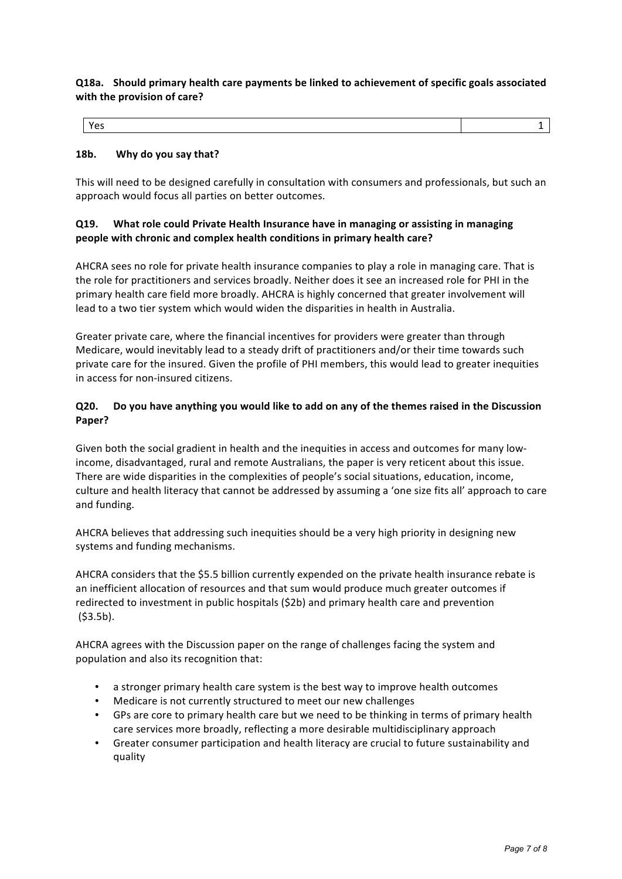**Q18a. Should primary health care payments be linked to achievement of specific goals associated with the provision of care?**

| Yes | 1 |
|---|---|

**18b. Why do you say that?**

This will need to be designed carefully in consultation with consumers and professionals, but such an approach would focus all parties on better outcomes.

**Q19. What role could Private Health Insurance have in managing or assisting in managing people with chronic and complex health conditions in primary health care?**

AHCRA sees no role for private health insurance companies to play a role in managing care. That is the role for practitioners and services broadly. Neither does it see an increased role for PHI in the primary health care field more broadly. AHCRA is highly concerned that greater involvement will lead to a two tier system which would widen the disparities in health in Australia.

Greater private care, where the financial incentives for providers were greater than through Medicare, would inevitably lead to a steady drift of practitioners and/or their time towards such private care for the insured. Given the profile of PHI members, this would lead to greater inequities in access for non-insured citizens.

**Q20. Do you have anything you would like to add on any of the themes raised in the Discussion Paper?**

Given both the social gradient in health and the inequities in access and outcomes for many low-income, disadvantaged, rural and remote Australians, the paper is very reticent about this issue. There are wide disparities in the complexities of people's social situations, education, income, culture and health literacy that cannot be addressed by assuming a 'one size fits all' approach to care and funding.

AHCRA believes that addressing such inequities should be a very high priority in designing new systems and funding mechanisms.

AHCRA considers that the $5.5 billion currently expended on the private health insurance rebate is an inefficient allocation of resources and that sum would produce much greater outcomes if redirected to investment in public hospitals ($2b) and primary health care and prevention ($3.5b).

AHCRA agrees with the Discussion paper on the range of challenges facing the system and population and also its recognition that:

- a stronger primary health care system is the best way to improve health outcomes
- Medicare is not currently structured to meet our new challenges
- GPs are core to primary health care but we need to be thinking in terms of primary health care services more broadly, reflecting a more desirable multidisciplinary approach
- Greater consumer participation and health literacy are crucial to future sustainability and quality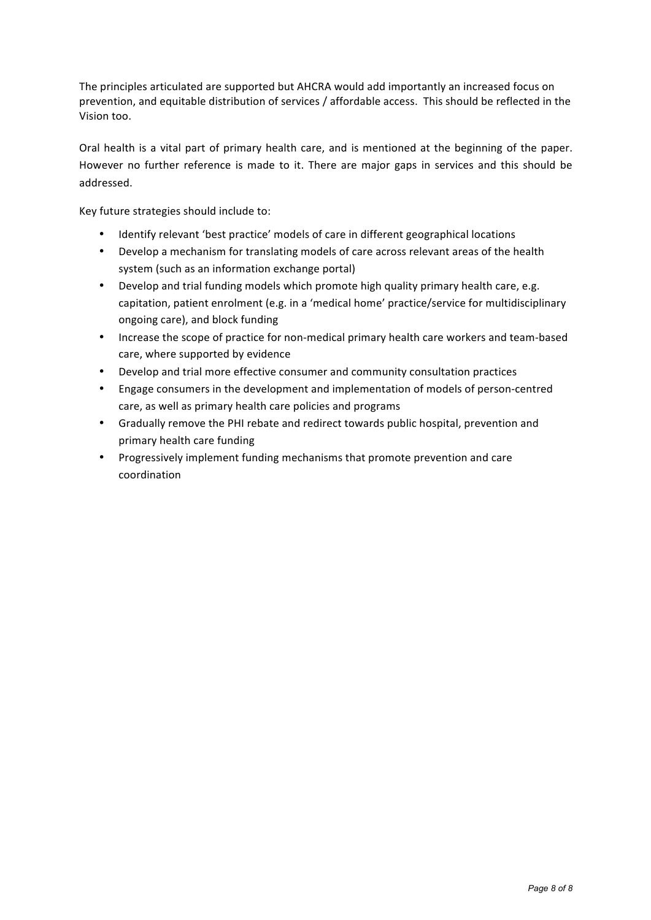The principles articulated are supported but AHCRA would add importantly an increased focus on prevention, and equitable distribution of services / affordable access. This should be reflected in the Vision too.

Oral health is a vital part of primary health care, and is mentioned at the beginning of the paper. However no further reference is made to it. There are major gaps in services and this should be addressed.

Key future strategies should include to:

- Identify relevant 'best practice' models of care in different geographical locations
- Develop a mechanism for translating models of care across relevant areas of the health system (such as an information exchange portal)
- Develop and trial funding models which promote high quality primary health care, e.g. capitation, patient enrolment (e.g. in a 'medical home' practice/service for multidisciplinary ongoing care), and block funding
- Increase the scope of practice for non-medical primary health care workers and team-based care, where supported by evidence
- Develop and trial more effective consumer and community consultation practices
- Engage consumers in the development and implementation of models of person-centred care, as well as primary health care policies and programs
- Gradually remove the PHI rebate and redirect towards public hospital, prevention and primary health care funding
- Progressively implement funding mechanisms that promote prevention and care coordination